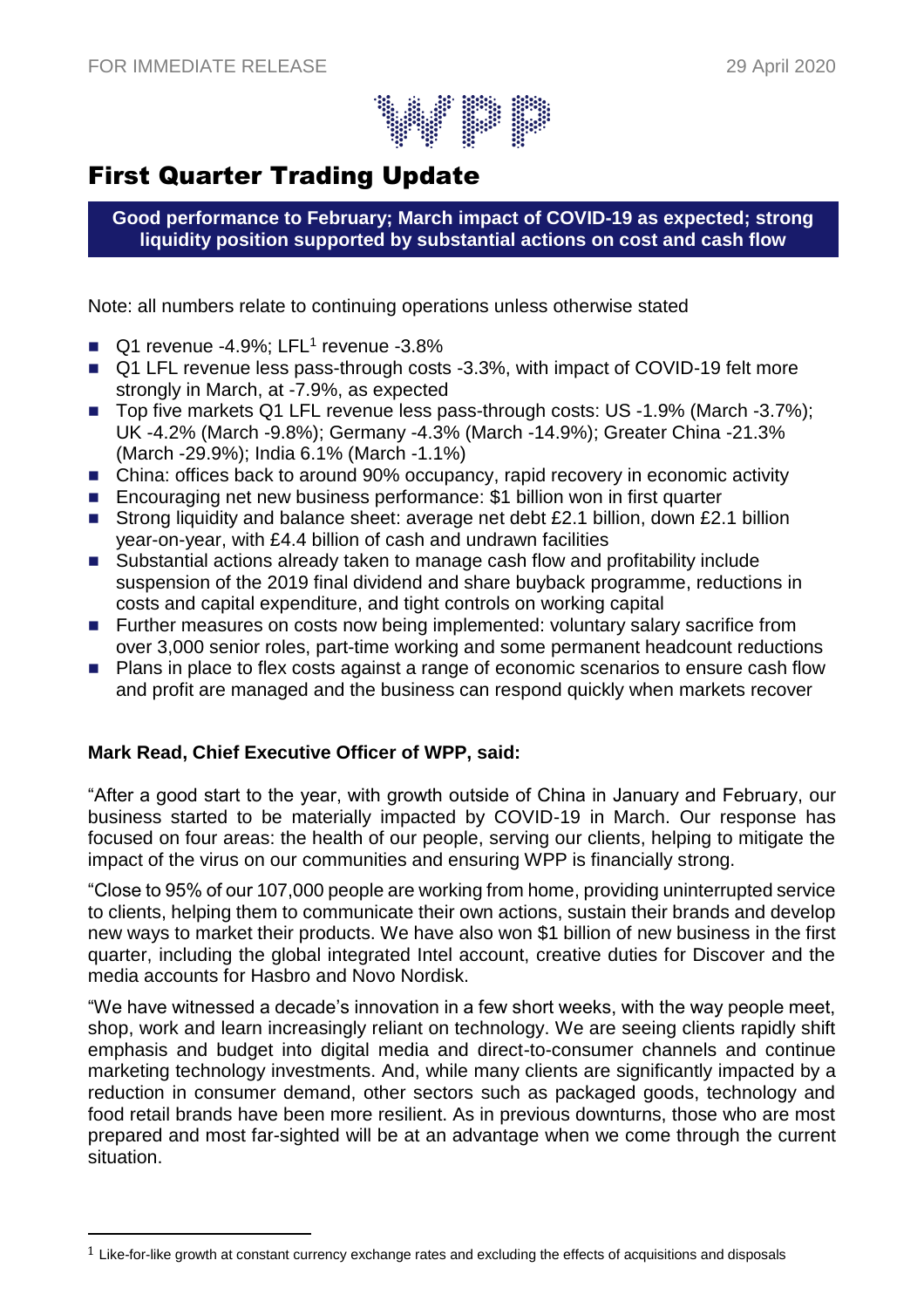FOR IMMEDIATE RELEASE 29 April 2020

# First Quarter Trading Update

**Good performance to February; March impact of COVID-19 as expected; strong liquidity position supported by substantial actions on cost and cash flow**

Note: all numbers relate to continuing operations unless otherwise stated

- Q1 revenue -4.9%; LFL[1] revenue -3.8%
- Q1 LFL revenue less pass-through costs -3.3%, with impact of COVID-19 felt more strongly in March, at -7.9%, as expected
- Top five markets Q1 LFL revenue less pass-through costs: US -1.9% (March -3.7%); UK -4.2% (March -9.8%); Germany -4.3% (March -14.9%); Greater China -21.3% (March -29.9%); India 6.1% (March -1.1%)
- China: offices back to around 90% occupancy, rapid recovery in economic activity
- Encouraging net new business performance: $1 billion won in first quarter
- Strong liquidity and balance sheet: average net debt £2.1 billion, down £2.1 billion year-on-year, with £4.4 billion of cash and undrawn facilities
- Substantial actions already taken to manage cash flow and profitability include suspension of the 2019 final dividend and share buyback programme, reductions in costs and capital expenditure, and tight controls on working capital
- Further measures on costs now being implemented: voluntary salary sacrifice from over 3,000 senior roles, part-time working and some permanent headcount reductions
- Plans in place to flex costs against a range of economic scenarios to ensure cash flow and profit are managed and the business can respond quickly when markets recover

**Mark Read, Chief Executive Officer of WPP, said:**

"After a good start to the year, with growth outside of China in January and February, our business started to be materially impacted by COVID-19 in March. Our response has focused on four areas: the health of our people, serving our clients, helping to mitigate the impact of the virus on our communities and ensuring WPP is financially strong.

"Close to 95% of our 107,000 people are working from home, providing uninterrupted service to clients, helping them to communicate their own actions, sustain their brands and develop new ways to market their products. We have also won $1 billion of new business in the first quarter, including the global integrated Intel account, creative duties for Discover and the media accounts for Hasbro and Novo Nordisk.

"We have witnessed a decade's innovation in a few short weeks, with the way people meet, shop, work and learn increasingly reliant on technology. We are seeing clients rapidly shift emphasis and budget into digital media and direct-to-consumer channels and continue marketing technology investments. And, while many clients are significantly impacted by a reduction in consumer demand, other sectors such as packaged goods, technology and food retail brands have been more resilient. As in previous downturns, those who are most prepared and most far-sighted will be at an advantage when we come through the current situation.

---

[1] Like-for-like growth at constant currency exchange rates and excluding the effects of acquisitions and disposals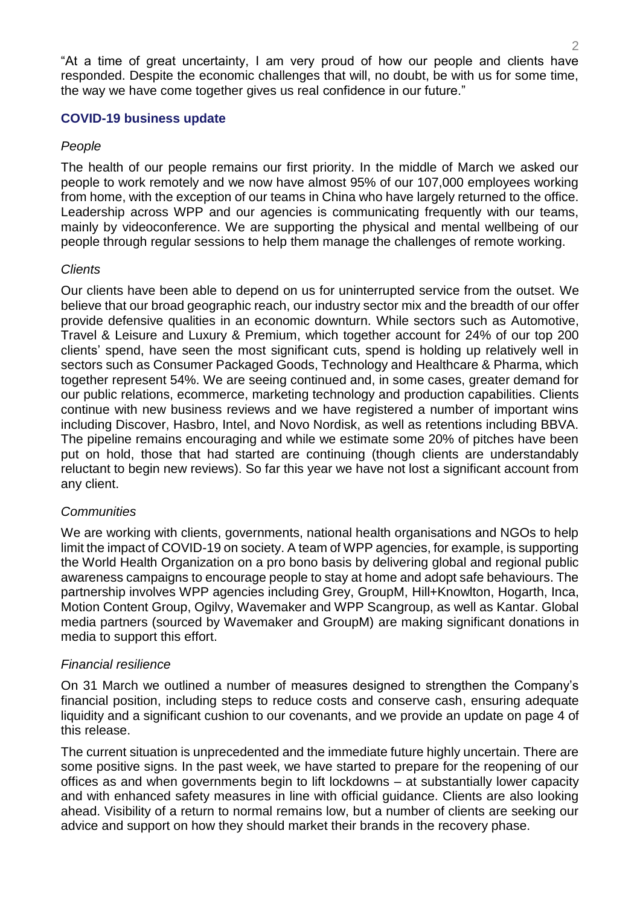"At a time of great uncertainty, I am very proud of how our people and clients have responded. Despite the economic challenges that will, no doubt, be with us for some time, the way we have come together gives us real confidence in our future."

## COVID-19 business update

*People*

The health of our people remains our first priority. In the middle of March we asked our people to work remotely and we now have almost 95% of our 107,000 employees working from home, with the exception of our teams in China who have largely returned to the office. Leadership across WPP and our agencies is communicating frequently with our teams, mainly by videoconference. We are supporting the physical and mental wellbeing of our people through regular sessions to help them manage the challenges of remote working.

*Clients*

Our clients have been able to depend on us for uninterrupted service from the outset. We believe that our broad geographic reach, our industry sector mix and the breadth of our offer provide defensive qualities in an economic downturn. While sectors such as Automotive, Travel & Leisure and Luxury & Premium, which together account for 24% of our top 200 clients' spend, have seen the most significant cuts, spend is holding up relatively well in sectors such as Consumer Packaged Goods, Technology and Healthcare & Pharma, which together represent 54%. We are seeing continued and, in some cases, greater demand for our public relations, ecommerce, marketing technology and production capabilities. Clients continue with new business reviews and we have registered a number of important wins including Discover, Hasbro, Intel, and Novo Nordisk, as well as retentions including BBVA. The pipeline remains encouraging and while we estimate some 20% of pitches have been put on hold, those that had started are continuing (though clients are understandably reluctant to begin new reviews). So far this year we have not lost a significant account from any client.

*Communities*

We are working with clients, governments, national health organisations and NGOs to help limit the impact of COVID-19 on society. A team of WPP agencies, for example, is supporting the World Health Organization on a pro bono basis by delivering global and regional public awareness campaigns to encourage people to stay at home and adopt safe behaviours. The partnership involves WPP agencies including Grey, GroupM, Hill+Knowlton, Hogarth, Inca, Motion Content Group, Ogilvy, Wavemaker and WPP Scangroup, as well as Kantar. Global media partners (sourced by Wavemaker and GroupM) are making significant donations in media to support this effort.

*Financial resilience*

On 31 March we outlined a number of measures designed to strengthen the Company's financial position, including steps to reduce costs and conserve cash, ensuring adequate liquidity and a significant cushion to our covenants, and we provide an update on page 4 of this release.

The current situation is unprecedented and the immediate future highly uncertain. There are some positive signs. In the past week, we have started to prepare for the reopening of our offices as and when governments begin to lift lockdowns – at substantially lower capacity and with enhanced safety measures in line with official guidance. Clients are also looking ahead. Visibility of a return to normal remains low, but a number of clients are seeking our advice and support on how they should market their brands in the recovery phase.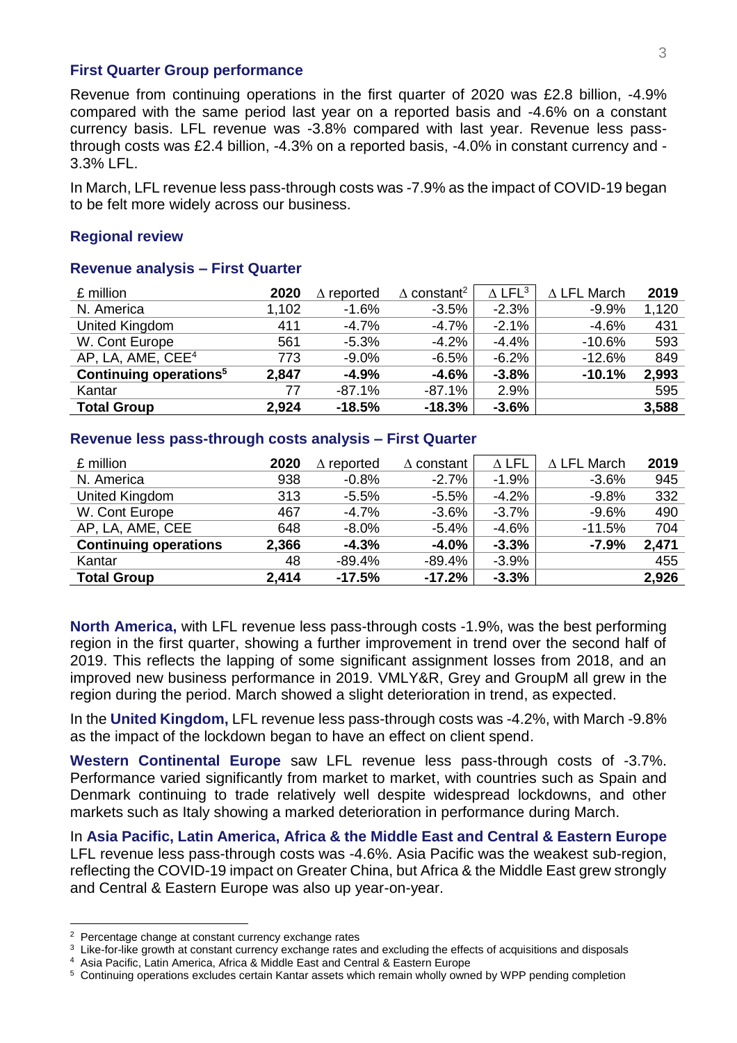### First Quarter Group performance

Revenue from continuing operations in the first quarter of 2020 was £2.8 billion, -4.9% compared with the same period last year on a reported basis and -4.6% on a constant currency basis. LFL revenue was -3.8% compared with last year. Revenue less pass-through costs was £2.4 billion, -4.3% on a reported basis, -4.0% in constant currency and -3.3% LFL.

In March, LFL revenue less pass-through costs was -7.9% as the impact of COVID-19 began to be felt more widely across our business.

### Regional review

### Revenue analysis – First Quarter

| £ million | 2020 | ∆ reported | ∆ constant[2] | ∆ LFL[3] | ∆ LFL March | 2019 |
|---|---|---|---|---|---|---|
| N. America | 1,102 | -1.6% | -3.5% | -2.3% | -9.9% | 1,120 |
| United Kingdom | 411 | -4.7% | -4.7% | -2.1% | -4.6% | 431 |
| W. Cont Europe | 561 | -5.3% | -4.2% | -4.4% | -10.6% | 593 |
| AP, LA, AME, CEE[4] | 773 | -9.0% | -6.5% | -6.2% | -12.6% | 849 |
| **Continuing operations[5]** | **2,847** | **-4.9%** | **-4.6%** | **-3.8%** | **-10.1%** | **2,993** |
| Kantar | 77 | -87.1% | -87.1% | 2.9% | | 595 |
| **Total Group** | **2,924** | **-18.5%** | **-18.3%** | **-3.6%** | | **3,588** |

### Revenue less pass-through costs analysis – First Quarter

| £ million | 2020 | ∆ reported | ∆ constant | ∆ LFL | ∆ LFL March | 2019 |
|---|---|---|---|---|---|---|
| N. America | 938 | -0.8% | -2.7% | -1.9% | -3.6% | 945 |
| United Kingdom | 313 | -5.5% | -5.5% | -4.2% | -9.8% | 332 |
| W. Cont Europe | 467 | -4.7% | -3.6% | -3.7% | -9.6% | 490 |
| AP, LA, AME, CEE | 648 | -8.0% | -5.4% | -4.6% | -11.5% | 704 |
| **Continuing operations** | **2,366** | **-4.3%** | **-4.0%** | **-3.3%** | **-7.9%** | **2,471** |
| Kantar | 48 | -89.4% | -89.4% | -3.9% | | 455 |
| **Total Group** | **2,414** | **-17.5%** | **-17.2%** | **-3.3%** | | **2,926** |

**North America,** with LFL revenue less pass-through costs -1.9%, was the best performing region in the first quarter, showing a further improvement in trend over the second half of 2019. This reflects the lapping of some significant assignment losses from 2018, and an improved new business performance in 2019. VMLY&R, Grey and GroupM all grew in the region during the period. March showed a slight deterioration in trend, as expected.

In the **United Kingdom,** LFL revenue less pass-through costs was -4.2%, with March -9.8% as the impact of the lockdown began to have an effect on client spend.

**Western Continental Europe** saw LFL revenue less pass-through costs of -3.7%. Performance varied significantly from market to market, with countries such as Spain and Denmark continuing to trade relatively well despite widespread lockdowns, and other markets such as Italy showing a marked deterioration in performance during March.

In **Asia Pacific, Latin America, Africa & the Middle East and Central & Eastern Europe** LFL revenue less pass-through costs was -4.6%. Asia Pacific was the weakest sub-region, reflecting the COVID-19 impact on Greater China, but Africa & the Middle East grew strongly and Central & Eastern Europe was also up year-on-year.

---

[2] Percentage change at constant currency exchange rates

[3] Like-for-like growth at constant currency exchange rates and excluding the effects of acquisitions and disposals

[4] Asia Pacific, Latin America, Africa & Middle East and Central & Eastern Europe

[5] Continuing operations excludes certain Kantar assets which remain wholly owned by WPP pending completion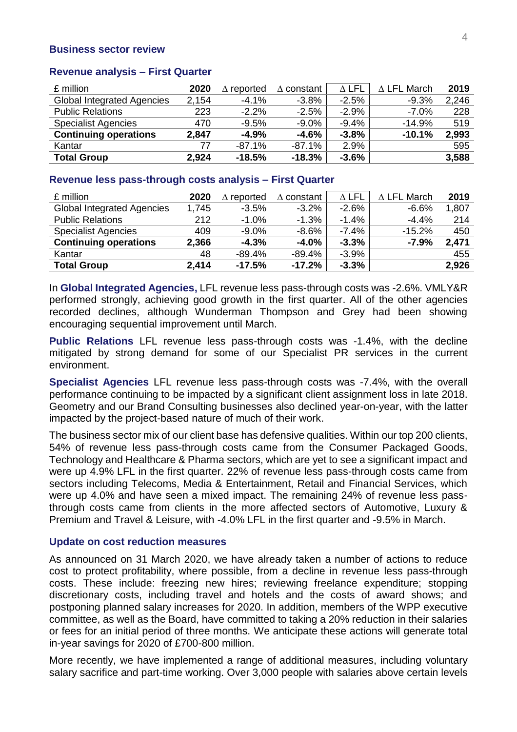## Business sector review

### Revenue analysis – First Quarter

| £ million | 2020 | ∆ reported | ∆ constant | ∆ LFL | ∆ LFL March | 2019 |
|---|---|---|---|---|---|---|
| Global Integrated Agencies | 2,154 | -4.1% | -3.8% | -2.5% | -9.3% | 2,246 |
| Public Relations | 223 | -2.2% | -2.5% | -2.9% | -7.0% | 228 |
| Specialist Agencies | 470 | -9.5% | -9.0% | -9.4% | -14.9% | 519 |
| **Continuing operations** | **2,847** | **-4.9%** | **-4.6%** | **-3.8%** | **-10.1%** | **2,993** |
| Kantar | 77 | -87.1% | -87.1% | 2.9% | | 595 |
| **Total Group** | **2,924** | **-18.5%** | **-18.3%** | **-3.6%** | | **3,588** |

### Revenue less pass-through costs analysis – First Quarter

| £ million | 2020 | ∆ reported | ∆ constant | ∆ LFL | ∆ LFL March | 2019 |
|---|---|---|---|---|---|---|
| Global Integrated Agencies | 1,745 | -3.5% | -3.2% | -2.6% | -6.6% | 1,807 |
| Public Relations | 212 | -1.0% | -1.3% | -1.4% | -4.4% | 214 |
| Specialist Agencies | 409 | -9.0% | -8.6% | -7.4% | -15.2% | 450 |
| **Continuing operations** | **2,366** | **-4.3%** | **-4.0%** | **-3.3%** | **-7.9%** | **2,471** |
| Kantar | 48 | -89.4% | -89.4% | -3.9% | | 455 |
| **Total Group** | **2,414** | **-17.5%** | **-17.2%** | **-3.3%** | | **2,926** |

In **Global Integrated Agencies,** LFL revenue less pass-through costs was -2.6%. VMLY&R performed strongly, achieving good growth in the first quarter. All of the other agencies recorded declines, although Wunderman Thompson and Grey had been showing encouraging sequential improvement until March.

**Public Relations** LFL revenue less pass-through costs was -1.4%, with the decline mitigated by strong demand for some of our Specialist PR services in the current environment.

**Specialist Agencies** LFL revenue less pass-through costs was -7.4%, with the overall performance continuing to be impacted by a significant client assignment loss in late 2018. Geometry and our Brand Consulting businesses also declined year-on-year, with the latter impacted by the project-based nature of much of their work.

The business sector mix of our client base has defensive qualities. Within our top 200 clients, 54% of revenue less pass-through costs came from the Consumer Packaged Goods, Technology and Healthcare & Pharma sectors, which are yet to see a significant impact and were up 4.9% LFL in the first quarter. 22% of revenue less pass-through costs came from sectors including Telecoms, Media & Entertainment, Retail and Financial Services, which were up 4.0% and have seen a mixed impact. The remaining 24% of revenue less pass-through costs came from clients in the more affected sectors of Automotive, Luxury & Premium and Travel & Leisure, with -4.0% LFL in the first quarter and -9.5% in March.

### Update on cost reduction measures

As announced on 31 March 2020, we have already taken a number of actions to reduce cost to protect profitability, where possible, from a decline in revenue less pass-through costs. These include: freezing new hires; reviewing freelance expenditure; stopping discretionary costs, including travel and hotels and the costs of award shows; and postponing planned salary increases for 2020. In addition, members of the WPP executive committee, as well as the Board, have committed to taking a 20% reduction in their salaries or fees for an initial period of three months. We anticipate these actions will generate total in-year savings for 2020 of £700-800 million.

More recently, we have implemented a range of additional measures, including voluntary salary sacrifice and part-time working. Over 3,000 people with salaries above certain levels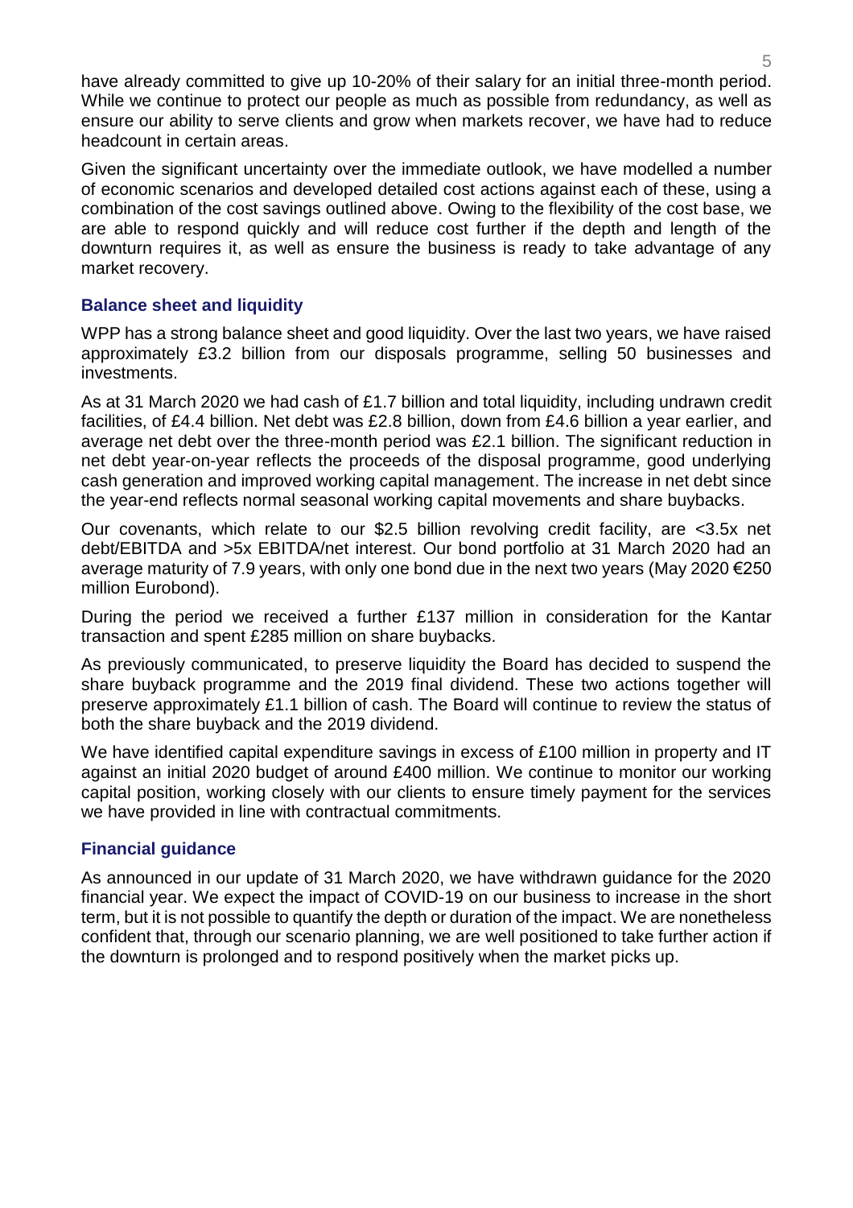have already committed to give up 10-20% of their salary for an initial three-month period. While we continue to protect our people as much as possible from redundancy, as well as ensure our ability to serve clients and grow when markets recover, we have had to reduce headcount in certain areas.

Given the significant uncertainty over the immediate outlook, we have modelled a number of economic scenarios and developed detailed cost actions against each of these, using a combination of the cost savings outlined above. Owing to the flexibility of the cost base, we are able to respond quickly and will reduce cost further if the depth and length of the downturn requires it, as well as ensure the business is ready to take advantage of any market recovery.

### Balance sheet and liquidity

WPP has a strong balance sheet and good liquidity. Over the last two years, we have raised approximately £3.2 billion from our disposals programme, selling 50 businesses and investments.

As at 31 March 2020 we had cash of £1.7 billion and total liquidity, including undrawn credit facilities, of £4.4 billion. Net debt was £2.8 billion, down from £4.6 billion a year earlier, and average net debt over the three-month period was £2.1 billion. The significant reduction in net debt year-on-year reflects the proceeds of the disposal programme, good underlying cash generation and improved working capital management. The increase in net debt since the year-end reflects normal seasonal working capital movements and share buybacks.

Our covenants, which relate to our $2.5 billion revolving credit facility, are <3.5x net debt/EBITDA and >5x EBITDA/net interest. Our bond portfolio at 31 March 2020 had an average maturity of 7.9 years, with only one bond due in the next two years (May 2020 €250 million Eurobond).

During the period we received a further £137 million in consideration for the Kantar transaction and spent £285 million on share buybacks.

As previously communicated, to preserve liquidity the Board has decided to suspend the share buyback programme and the 2019 final dividend. These two actions together will preserve approximately £1.1 billion of cash. The Board will continue to review the status of both the share buyback and the 2019 dividend.

We have identified capital expenditure savings in excess of £100 million in property and IT against an initial 2020 budget of around £400 million. We continue to monitor our working capital position, working closely with our clients to ensure timely payment for the services we have provided in line with contractual commitments.

### Financial guidance

As announced in our update of 31 March 2020, we have withdrawn guidance for the 2020 financial year. We expect the impact of COVID-19 on our business to increase in the short term, but it is not possible to quantify the depth or duration of the impact. We are nonetheless confident that, through our scenario planning, we are well positioned to take further action if the downturn is prolonged and to respond positively when the market picks up.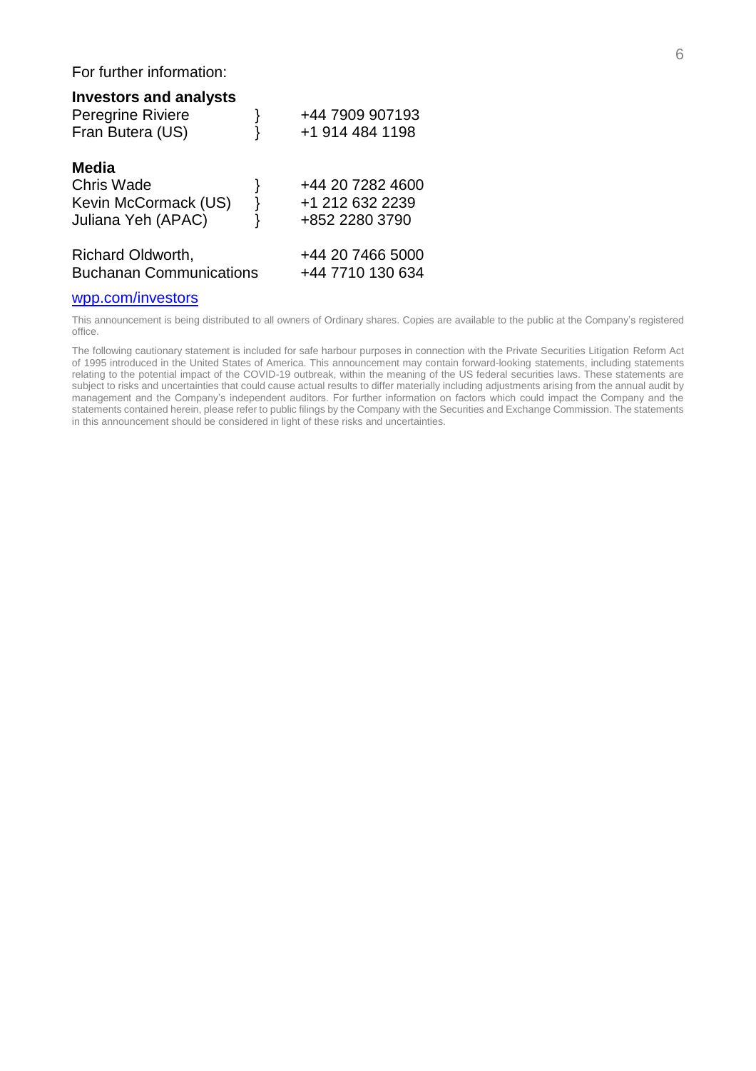For further information:

**Investors and analysts**

| | | |
|---|---|---|
| Peregrine Riviere | } | +44 7909 907193 |
| Fran Butera (US) | } | +1 914 484 1198 |

**Media**

| | | |
|---|---|---|
| Chris Wade | } | +44 20 7282 4600 |
| Kevin McCormack (US) | } | +1 212 632 2239 |
| Juliana Yeh (APAC) | } | +852 2280 3790 |
| | | |
| Richard Oldworth, Buchanan Communications | | +44 20 7466 5000 +44 7710 130 634 |

[wpp.com/investors](wpp.com/investors)

This announcement is being distributed to all owners of Ordinary shares. Copies are available to the public at the Company's registered office.

The following cautionary statement is included for safe harbour purposes in connection with the Private Securities Litigation Reform Act of 1995 introduced in the United States of America. This announcement may contain forward-looking statements, including statements relating to the potential impact of the COVID-19 outbreak, within the meaning of the US federal securities laws. These statements are subject to risks and uncertainties that could cause actual results to differ materially including adjustments arising from the annual audit by management and the Company's independent auditors. For further information on factors which could impact the Company and the statements contained herein, please refer to public filings by the Company with the Securities and Exchange Commission. The statements in this announcement should be considered in light of these risks and uncertainties.